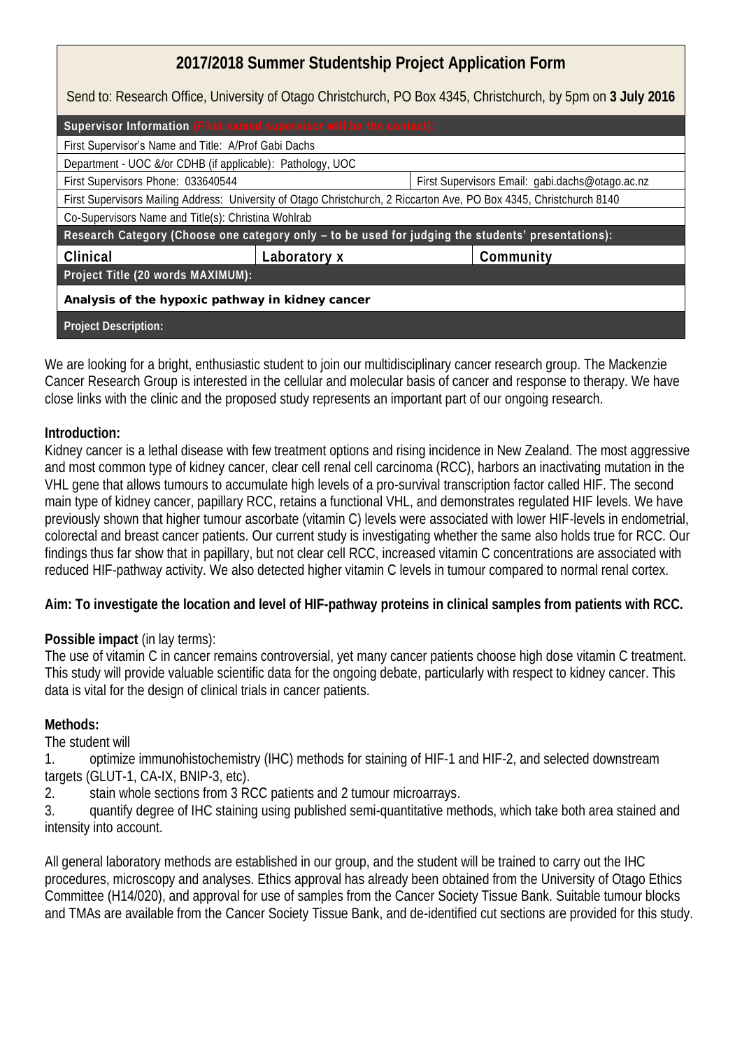# 2017/2018 Summer Studentship Project Application Form

Send to: Research Office, University of Otago Christchurch, PO Box 4345, Christchurch, by 5pm on **3 July 2016**

| **Supervisor Information** (First named supervisor will be the contact): | | |
|---|---|---|
| First Supervisor's Name and Title: A/Prof Gabi Dachs | | |
| Department - UOC &/or CDHB (if applicable): Pathology, UOC | | |
| First Supervisors Phone: 033640544 | | First Supervisors Email: gabi.dachs@otago.ac.nz |
| First Supervisors Mailing Address: University of Otago Christchurch, 2 Riccarton Ave, PO Box 4345, Christchurch 8140 | | |
| Co-Supervisors Name and Title(s): Christina Wohlrab | | |
| **Research Category (Choose one category only – to be used for judging the students' presentations):** | | |
| Clinical | Laboratory x | Community |
| **Project Title (20 words MAXIMUM):** | | |
| **Analysis of the hypoxic pathway in kidney cancer** | | |
| **Project Description:** | | |

We are looking for a bright, enthusiastic student to join our multidisciplinary cancer research group. The Mackenzie Cancer Research Group is interested in the cellular and molecular basis of cancer and response to therapy. We have close links with the clinic and the proposed study represents an important part of our ongoing research.

**Introduction:**
Kidney cancer is a lethal disease with few treatment options and rising incidence in New Zealand. The most aggressive and most common type of kidney cancer, clear cell renal cell carcinoma (RCC), harbors an inactivating mutation in the VHL gene that allows tumours to accumulate high levels of a pro-survival transcription factor called HIF. The second main type of kidney cancer, papillary RCC, retains a functional VHL, and demonstrates regulated HIF levels. We have previously shown that higher tumour ascorbate (vitamin C) levels were associated with lower HIF-levels in endometrial, colorectal and breast cancer patients. Our current study is investigating whether the same also holds true for RCC. Our findings thus far show that in papillary, but not clear cell RCC, increased vitamin C concentrations are associated with reduced HIF-pathway activity. We also detected higher vitamin C levels in tumour compared to normal renal cortex.

**Aim: To investigate the location and level of HIF-pathway proteins in clinical samples from patients with RCC.**

**Possible impact** (in lay terms):
The use of vitamin C in cancer remains controversial, yet many cancer patients choose high dose vitamin C treatment. This study will provide valuable scientific data for the ongoing debate, particularly with respect to kidney cancer. This data is vital for the design of clinical trials in cancer patients.

**Methods:**
The student will

1. optimize immunohistochemistry (IHC) methods for staining of HIF-1 and HIF-2, and selected downstream targets (GLUT-1, CA-IX, BNIP-3, etc).
2. stain whole sections from 3 RCC patients and 2 tumour microarrays.
3. quantify degree of IHC staining using published semi-quantitative methods, which take both area stained and intensity into account.

All general laboratory methods are established in our group, and the student will be trained to carry out the IHC procedures, microscopy and analyses. Ethics approval has already been obtained from the University of Otago Ethics Committee (H14/020), and approval for use of samples from the Cancer Society Tissue Bank. Suitable tumour blocks and TMAs are available from the Cancer Society Tissue Bank, and de-identified cut sections are provided for this study.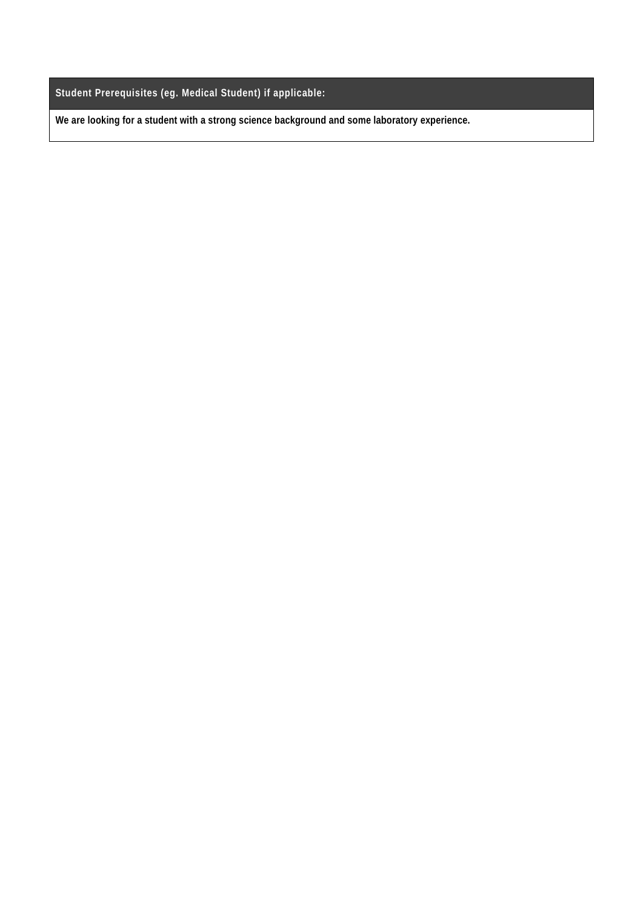| Student Prerequisites (eg. Medical Student) if applicable: |
| --- |
| We are looking for a student with a strong science background and some laboratory experience. |